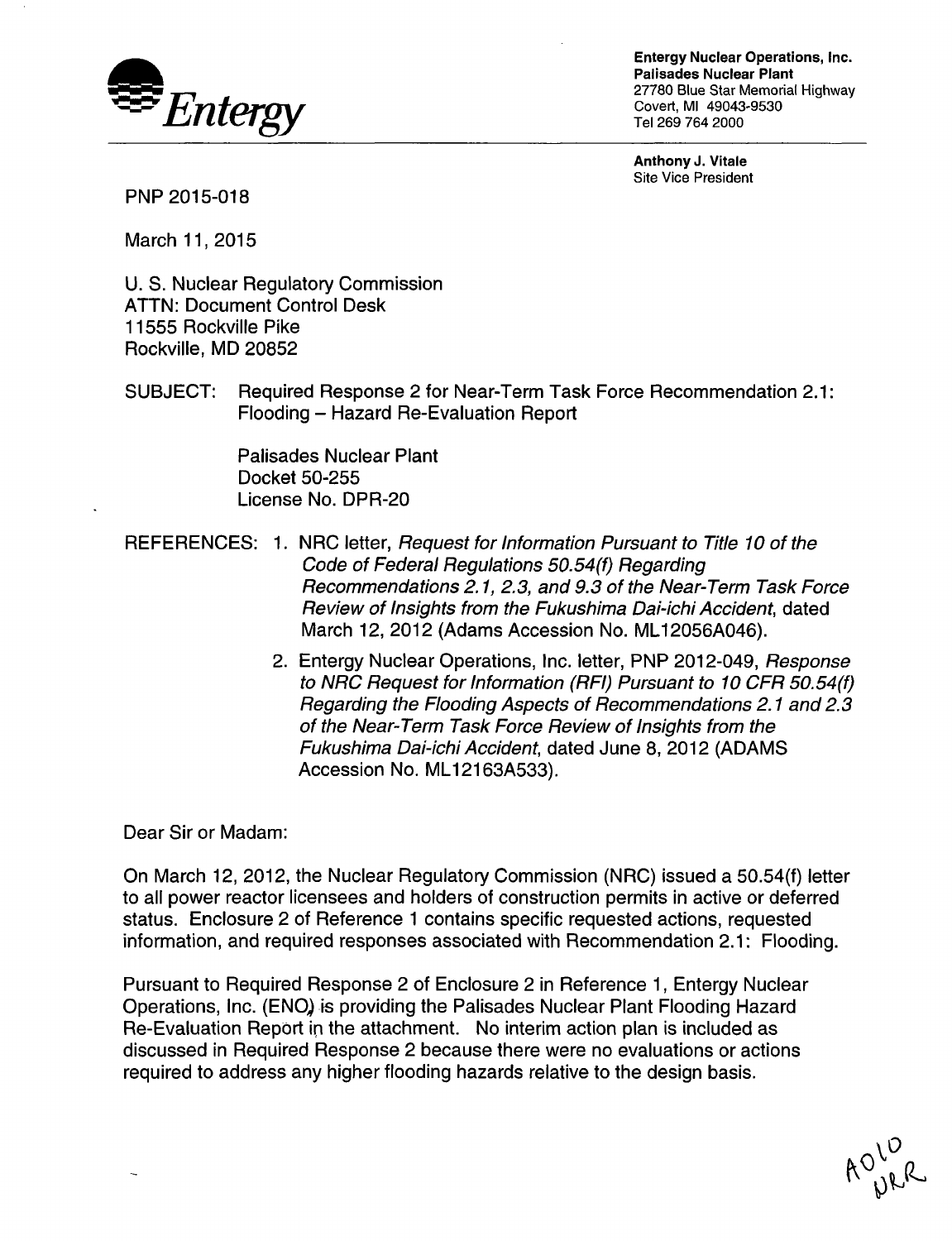**Entergy**

**Entergy Nuclear Operations, Inc.**
**Palisades Nuclear Plant**
27780 Blue Star Memorial Highway
Covert, MI 49043-9530
Tel 269 764 2000

**Anthony J. Vitale**
Site Vice President

PNP 2015-018

March 11, 2015

U. S. Nuclear Regulatory Commission
ATTN: Document Control Desk
11555 Rockville Pike
Rockville, MD 20852

SUBJECT: Required Response 2 for Near-Term Task Force Recommendation 2.1: Flooding – Hazard Re-Evaluation Report

Palisades Nuclear Plant
Docket 50-255
License No. DPR-20

REFERENCES:

1. NRC letter, *Request for Information Pursuant to Title 10 of the Code of Federal Regulations 50.54(f) Regarding Recommendations 2.1, 2.3, and 9.3 of the Near-Term Task Force Review of Insights from the Fukushima Dai-ichi Accident*, dated March 12, 2012 (Adams Accession No. ML12056A046).
2. Entergy Nuclear Operations, Inc. letter, PNP 2012-049, *Response to NRC Request for Information (RFI) Pursuant to 10 CFR 50.54(f) Regarding the Flooding Aspects of Recommendations 2.1 and 2.3 of the Near-Term Task Force Review of Insights from the Fukushima Dai-ichi Accident*, dated June 8, 2012 (ADAMS Accession No. ML12163A533).

Dear Sir or Madam:

On March 12, 2012, the Nuclear Regulatory Commission (NRC) issued a 50.54(f) letter to all power reactor licensees and holders of construction permits in active or deferred status. Enclosure 2 of Reference 1 contains specific requested actions, requested information, and required responses associated with Recommendation 2.1: Flooding.

Pursuant to Required Response 2 of Enclosure 2 in Reference 1, Entergy Nuclear Operations, Inc. (ENO) is providing the Palisades Nuclear Plant Flooding Hazard Re-Evaluation Report in the attachment. No interim action plan is included as discussed in Required Response 2 because there were no evaluations or actions required to address any higher flooding hazards relative to the design basis.

A010
NRR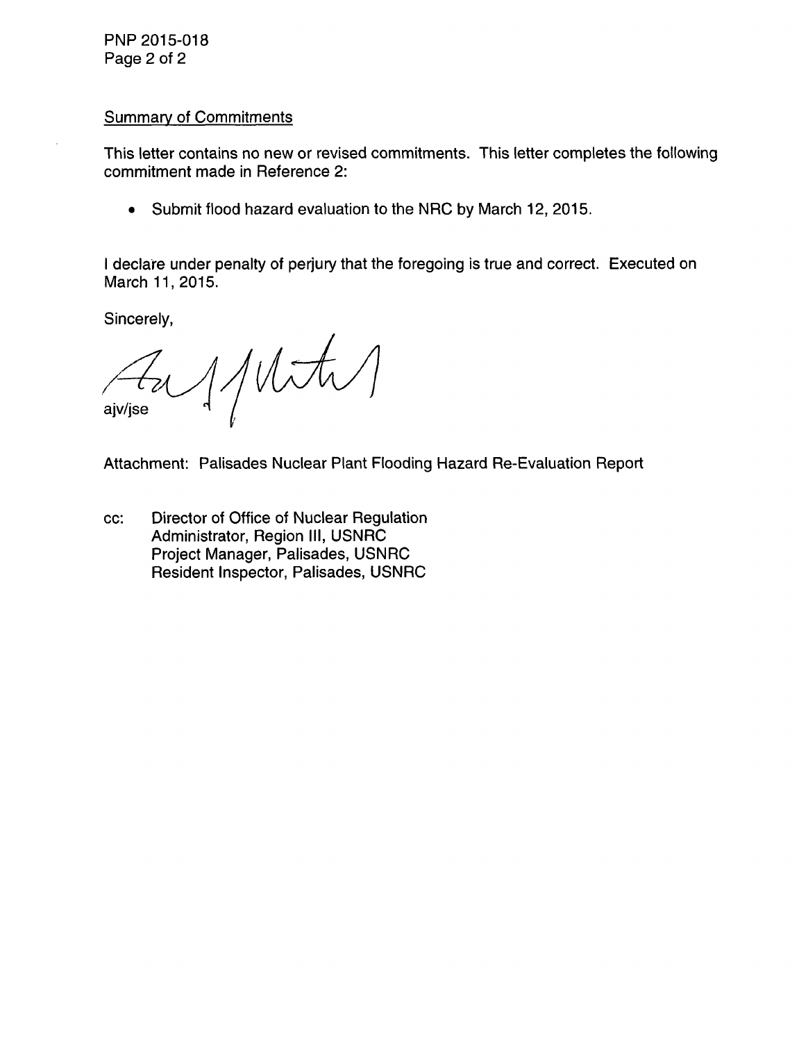Summary of Commitments

This letter contains no new or revised commitments. This letter completes the following commitment made in Reference 2:

- Submit flood hazard evaluation to the NRC by March 12, 2015.

I declare under penalty of perjury that the foregoing is true and correct. Executed on March 11, 2015.

Sincerely,

ajv/jse

Attachment: Palisades Nuclear Plant Flooding Hazard Re-Evaluation Report

cc: Director of Office of Nuclear Regulation
Administrator, Region III, USNRC
Project Manager, Palisades, USNRC
Resident Inspector, Palisades, USNRC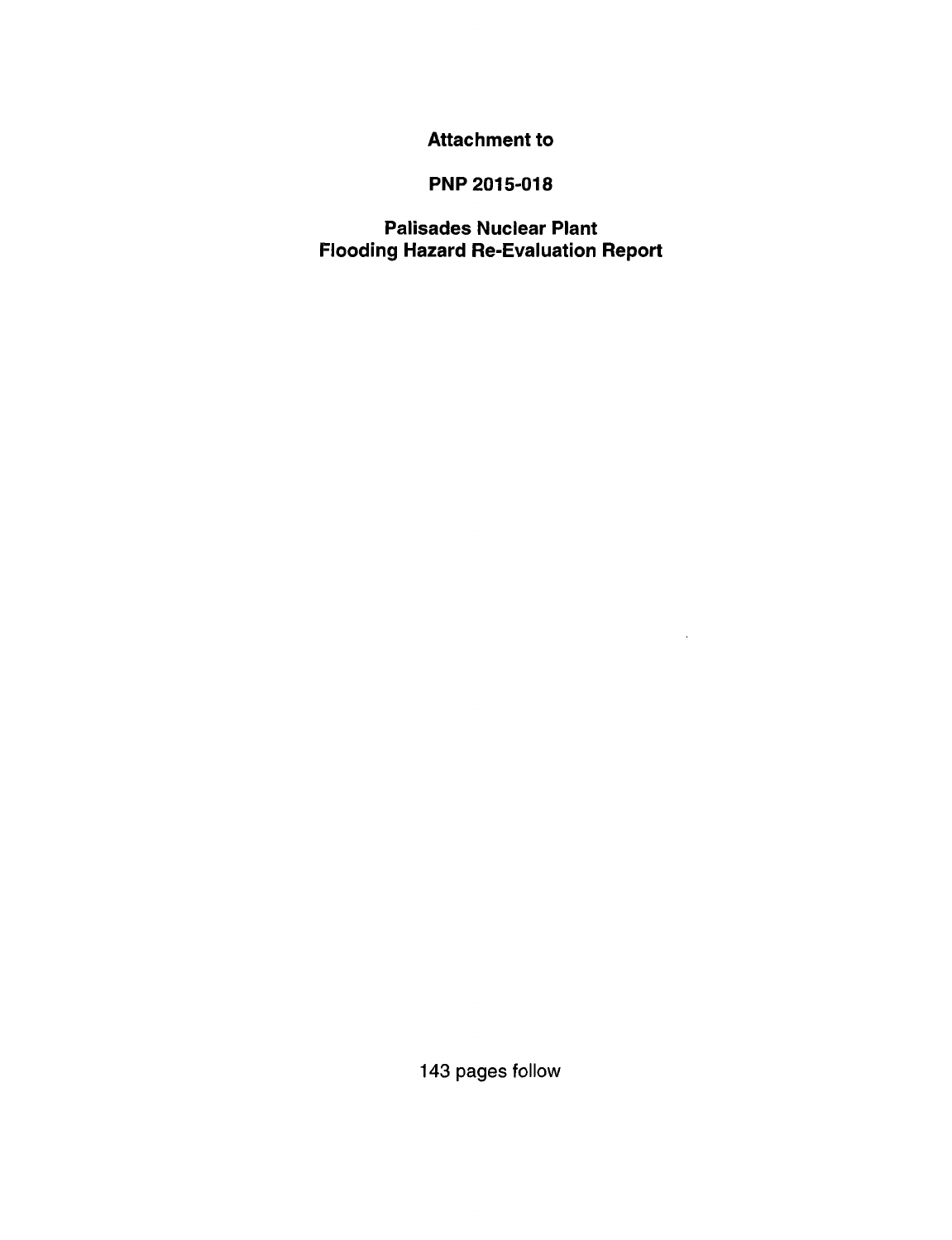**Attachment to**

**PNP 2015-018**

**Palisades Nuclear Plant**
**Flooding Hazard Re-Evaluation Report**

143 pages follow